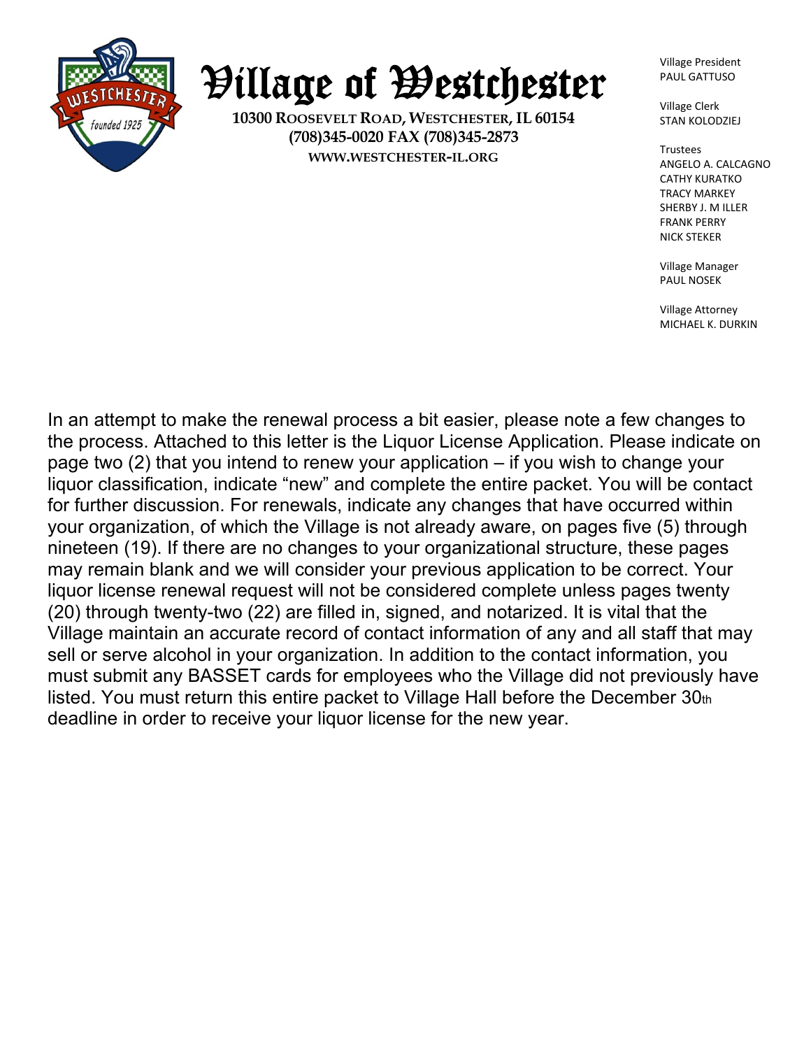# Village of Westchester

**10300 Roosevelt Road, Westchester, IL 60154**
**(708)345-0020 FAX (708)345-2873**
**WWW.WESTCHESTER-IL.ORG**

Village President
PAUL GATTUSO

Village Clerk
STAN KOLODZIEJ

Trustees
ANGELO A. CALCAGNO
CATHY KURATKO
TRACY MARKEY
SHERBY J. M ILLER
FRANK PERRY
NICK STEKER

Village Manager
PAUL NOSEK

Village Attorney
MICHAEL K. DURKIN

In an attempt to make the renewal process a bit easier, please note a few changes to the process. Attached to this letter is the Liquor License Application. Please indicate on page two (2) that you intend to renew your application – if you wish to change your liquor classification, indicate "new" and complete the entire packet. You will be contact for further discussion. For renewals, indicate any changes that have occurred within your organization, of which the Village is not already aware, on pages five (5) through nineteen (19). If there are no changes to your organizational structure, these pages may remain blank and we will consider your previous application to be correct. Your liquor license renewal request will not be considered complete unless pages twenty (20) through twenty-two (22) are filled in, signed, and notarized. It is vital that the Village maintain an accurate record of contact information of any and all staff that may sell or serve alcohol in your organization. In addition to the contact information, you must submit any BASSET cards for employees who the Village did not previously have listed. You must return this entire packet to Village Hall before the December 30th deadline in order to receive your liquor license for the new year.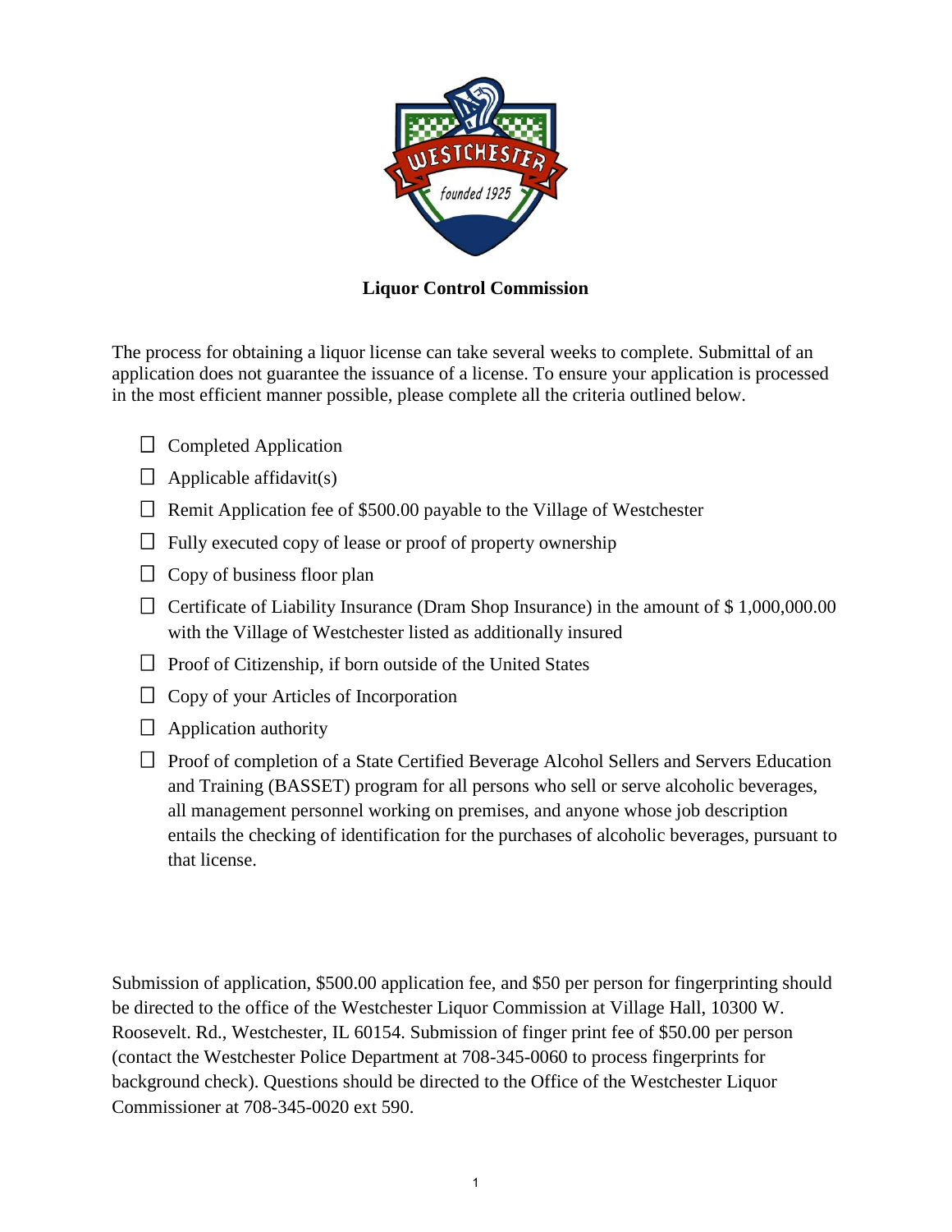# Liquor Control Commission

The process for obtaining a liquor license can take several weeks to complete. Submittal of an application does not guarantee the issuance of a license. To ensure your application is processed in the most efficient manner possible, please complete all the criteria outlined below.

- ☐ Completed Application
- ☐ Applicable affidavit(s)
- ☐ Remit Application fee of $500.00 payable to the Village of Westchester
- ☐ Fully executed copy of lease or proof of property ownership
- ☐ Copy of business floor plan
- ☐ Certificate of Liability Insurance (Dram Shop Insurance) in the amount of $ 1,000,000.00 with the Village of Westchester listed as additionally insured
- ☐ Proof of Citizenship, if born outside of the United States
- ☐ Copy of your Articles of Incorporation
- ☐ Application authority
- ☐ Proof of completion of a State Certified Beverage Alcohol Sellers and Servers Education and Training (BASSET) program for all persons who sell or serve alcoholic beverages, all management personnel working on premises, and anyone whose job description entails the checking of identification for the purchases of alcoholic beverages, pursuant to that license.

Submission of application, $500.00 application fee, and $50 per person for fingerprinting should be directed to the office of the Westchester Liquor Commission at Village Hall, 10300 W. Roosevelt. Rd., Westchester, IL 60154. Submission of finger print fee of $50.00 per person (contact the Westchester Police Department at 708-345-0060 to process fingerprints for background check). Questions should be directed to the Office of the Westchester Liquor Commissioner at 708-345-0020 ext 590.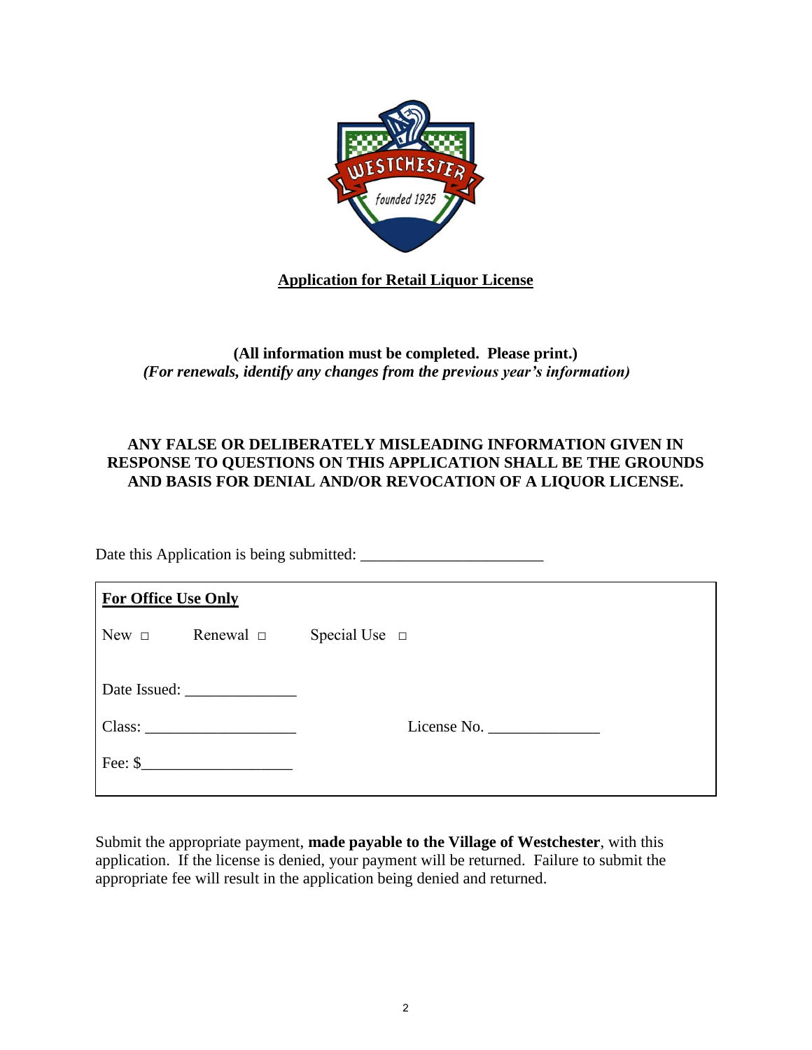## Application for Retail Liquor License

**(All information must be completed. Please print.)**
***(For renewals, identify any changes from the previous year's information)***

**ANY FALSE OR DELIBERATELY MISLEADING INFORMATION GIVEN IN RESPONSE TO QUESTIONS ON THIS APPLICATION SHALL BE THE GROUNDS AND BASIS FOR DENIAL AND/OR REVOCATION OF A LIQUOR LICENSE.**

Date this Application is being submitted: _______________________

---

**For Office Use Only**

New □ Renewal □ Special Use □

Date Issued: ______________

Class: ___________________ License No. ______________

Fee: $___________________

---

Submit the appropriate payment, **made payable to the Village of Westchester**, with this application. If the license is denied, your payment will be returned. Failure to submit the appropriate fee will result in the application being denied and returned.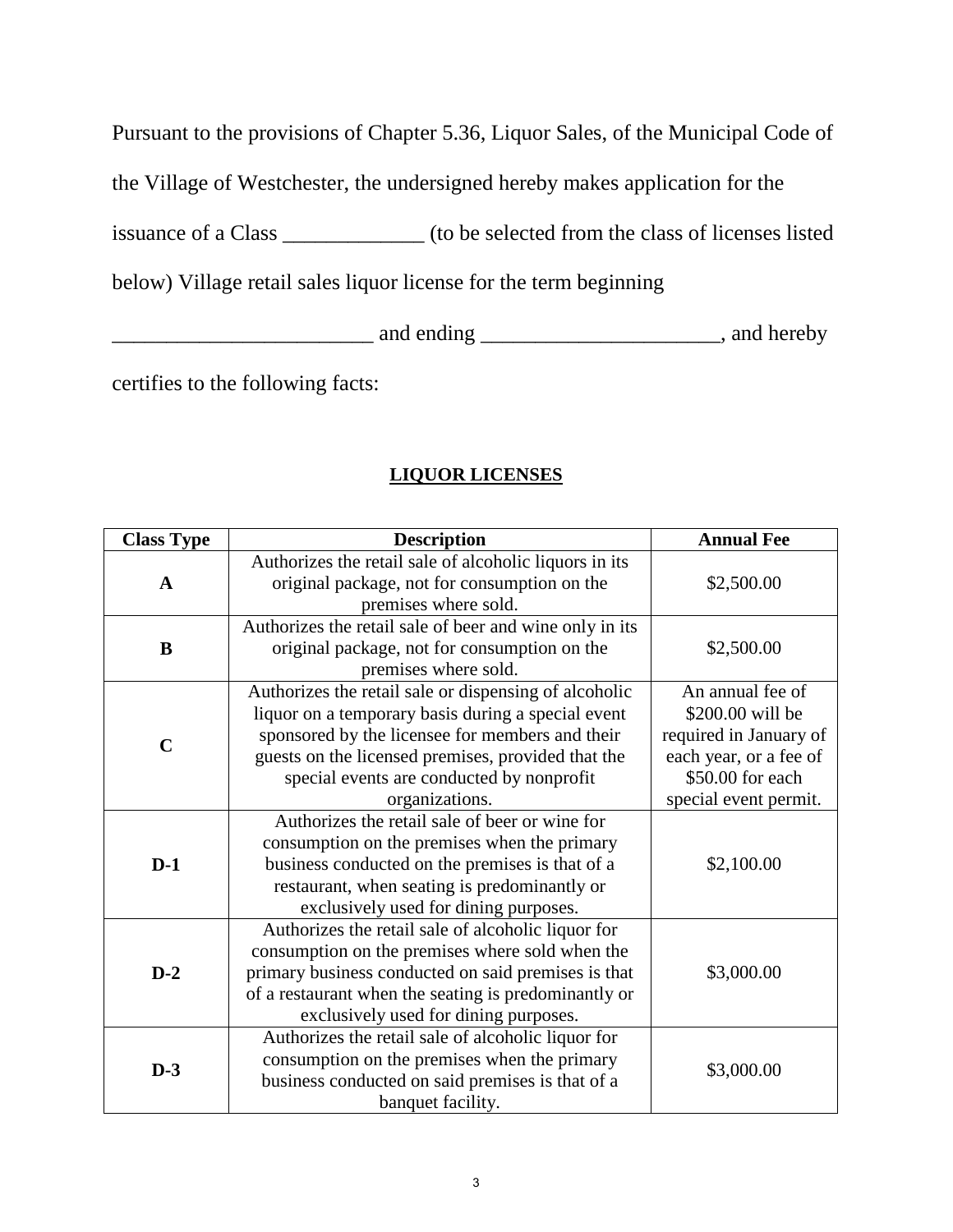Pursuant to the provisions of Chapter 5.36, Liquor Sales, of the Municipal Code of the Village of Westchester, the undersigned hereby makes application for the issuance of a Class _____________ (to be selected from the class of licenses listed below) Village retail sales liquor license for the term beginning ________________________ and ending ______________________, and hereby certifies to the following facts:

**LIQUOR LICENSES**

| Class Type | Description | Annual Fee |
|---|---|---|
| **A** | Authorizes the retail sale of alcoholic liquors in its original package, not for consumption on the premises where sold. | $2,500.00 |
| **B** | Authorizes the retail sale of beer and wine only in its original package, not for consumption on the premises where sold. | $2,500.00 |
| **C** | Authorizes the retail sale or dispensing of alcoholic liquor on a temporary basis during a special event sponsored by the licensee for members and their guests on the licensed premises, provided that the special events are conducted by nonprofit organizations. | An annual fee of $200.00 will be required in January of each year, or a fee of $50.00 for each special event permit. |
| **D-1** | Authorizes the retail sale of beer or wine for consumption on the premises when the primary business conducted on the premises is that of a restaurant, when seating is predominantly or exclusively used for dining purposes. | $2,100.00 |
| **D-2** | Authorizes the retail sale of alcoholic liquor for consumption on the premises where sold when the primary business conducted on said premises is that of a restaurant when the seating is predominantly or exclusively used for dining purposes. | $3,000.00 |
| **D-3** | Authorizes the retail sale of alcoholic liquor for consumption on the premises when the primary business conducted on said premises is that of a banquet facility. | $3,000.00 |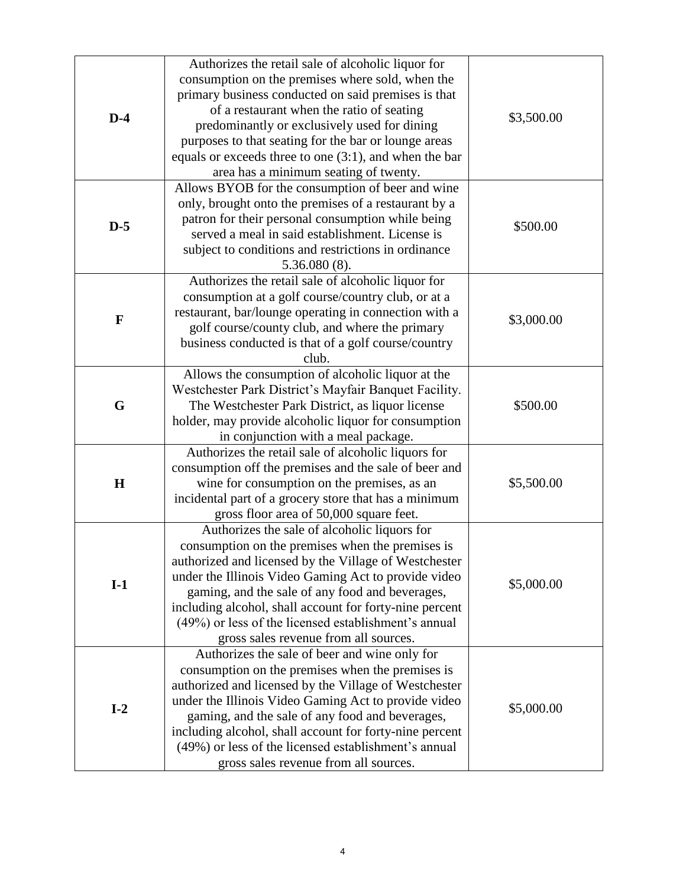| **D-4** | Authorizes the retail sale of alcoholic liquor for consumption on the premises where sold, when the primary business conducted on said premises is that of a restaurant when the ratio of seating predominantly or exclusively used for dining purposes to that seating for the bar or lounge areas equals or exceeds three to one (3:1), and when the bar area has a minimum seating of twenty. | $3,500.00 |
|---|---|---|
| **D-5** | Allows BYOB for the consumption of beer and wine only, brought onto the premises of a restaurant by a patron for their personal consumption while being served a meal in said establishment. License is subject to conditions and restrictions in ordinance 5.36.080 (8). | $500.00 |
| **F** | Authorizes the retail sale of alcoholic liquor for consumption at a golf course/country club, or at a restaurant, bar/lounge operating in connection with a golf course/county club, and where the primary business conducted is that of a golf course/country club. | $3,000.00 |
| **G** | Allows the consumption of alcoholic liquor at the Westchester Park District's Mayfair Banquet Facility. The Westchester Park District, as liquor license holder, may provide alcoholic liquor for consumption in conjunction with a meal package. | $500.00 |
| **H** | Authorizes the retail sale of alcoholic liquors for consumption off the premises and the sale of beer and wine for consumption on the premises, as an incidental part of a grocery store that has a minimum gross floor area of 50,000 square feet. | $5,500.00 |
| **I-1** | Authorizes the sale of alcoholic liquors for consumption on the premises when the premises is authorized and licensed by the Village of Westchester under the Illinois Video Gaming Act to provide video gaming, and the sale of any food and beverages, including alcohol, shall account for forty-nine percent (49%) or less of the licensed establishment's annual gross sales revenue from all sources. | $5,000.00 |
| **I-2** | Authorizes the sale of beer and wine only for consumption on the premises when the premises is authorized and licensed by the Village of Westchester under the Illinois Video Gaming Act to provide video gaming, and the sale of any food and beverages, including alcohol, shall account for forty-nine percent (49%) or less of the licensed establishment's annual gross sales revenue from all sources. | $5,000.00 |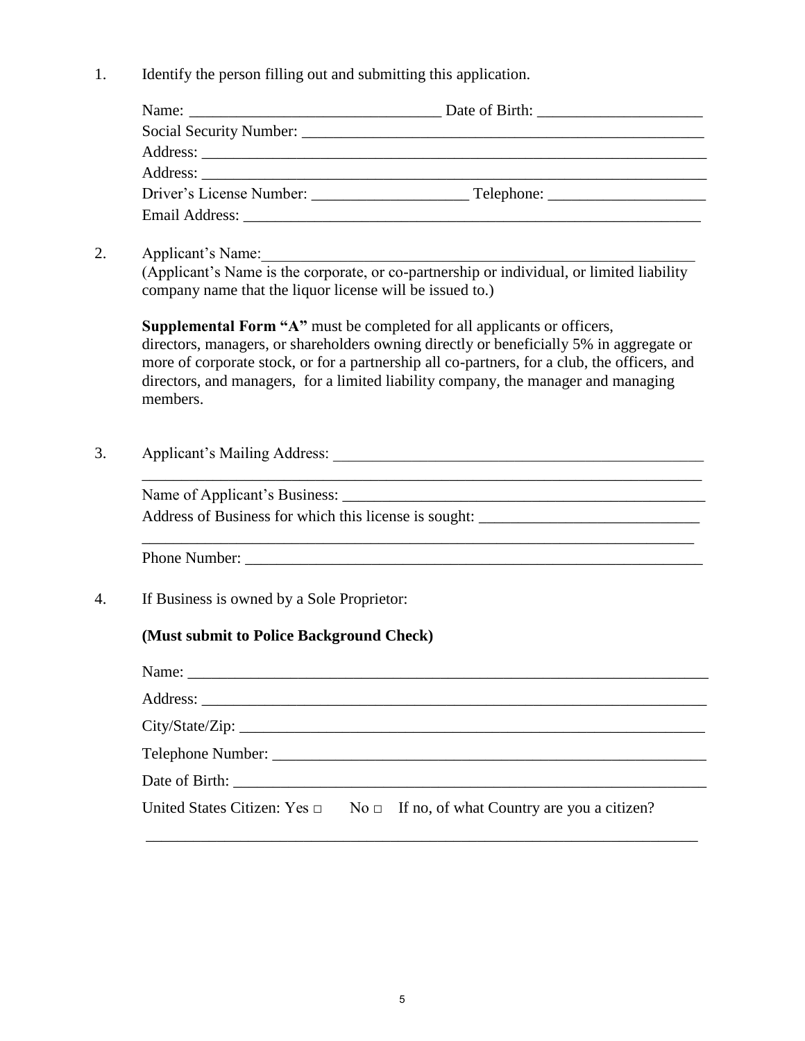1. Identify the person filling out and submitting this application.

   Name: ________________________________ Date of Birth: ______________________
   Social Security Number: ______________________________________________________
   Address: _______________________________________________________________________
   Address: _______________________________________________________________________
   Driver's License Number: ____________________ Telephone: ____________________
   Email Address: _________________________________________________________________

2. Applicant's Name:___________________________________________________________
   (Applicant's Name is the corporate, or co-partnership or individual, or limited liability company name that the liquor license will be issued to.)

   **Supplemental Form "A"** must be completed for all applicants or officers, directors, managers, or shareholders owning directly or beneficially 5% in aggregate or more of corporate stock, or for a partnership all co-partners, for a club, the officers, and directors, and managers, for a limited liability company, the manager and managing members.

3. Applicant's Mailing Address: ___________________________________________________
   ___________________________________________________________________________

   Name of Applicant's Business: __________________________________________________
   Address of Business for which this license is sought: ____________________________
   ___________________________________________________________________________

   Phone Number: ________________________________________________________________

4. If Business is owned by a Sole Proprietor:

   **(Must submit to Police Background Check)**

   Name: _________________________________________________________________________

   Address: _______________________________________________________________________

   City/State/Zip: _________________________________________________________________

   Telephone Number: ______________________________________________________________

   Date of Birth: __________________________________________________________________

   United States Citizen: Yes □ No □ If no, of what Country are you a citizen?

   ___________________________________________________________________________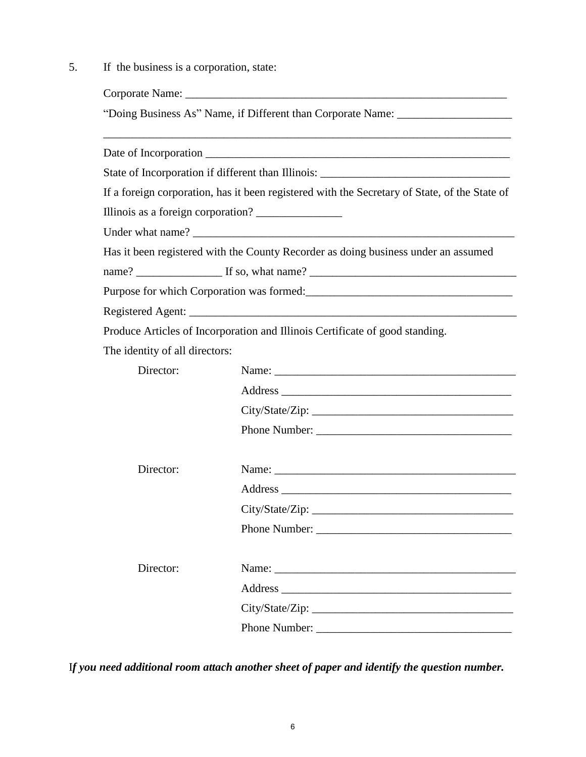5. If the business is a corporation, state:

Corporate Name: ___________________________________________________________

"Doing Business As" Name, if Different than Corporate Name: ____________________

___________________________________________________________________________

Date of Incorporation _______________________________________________________

State of Incorporation if different than Illinois: _________________________________

If a foreign corporation, has it been registered with the Secretary of State, of the State of Illinois as a foreign corporation? _______________

Under what name? __________________________________________________________

Has it been registered with the County Recorder as doing business under an assumed name? _______________ If so, what name? ____________________________________

Purpose for which Corporation was formed:____________________________________

Registered Agent: ___________________________________________________________

Produce Articles of Incorporation and Illinois Certificate of good standing.

The identity of all directors:

Director: Name: ___________________________________________
Address _________________________________________
City/State/Zip: ___________________________________
Phone Number: __________________________________

Director: Name: ___________________________________________
Address _________________________________________
City/State/Zip: ___________________________________
Phone Number: __________________________________

Director: Name: ___________________________________________
Address _________________________________________
City/State/Zip: ___________________________________
Phone Number: __________________________________

***If you need additional room attach another sheet of paper and identify the question number.***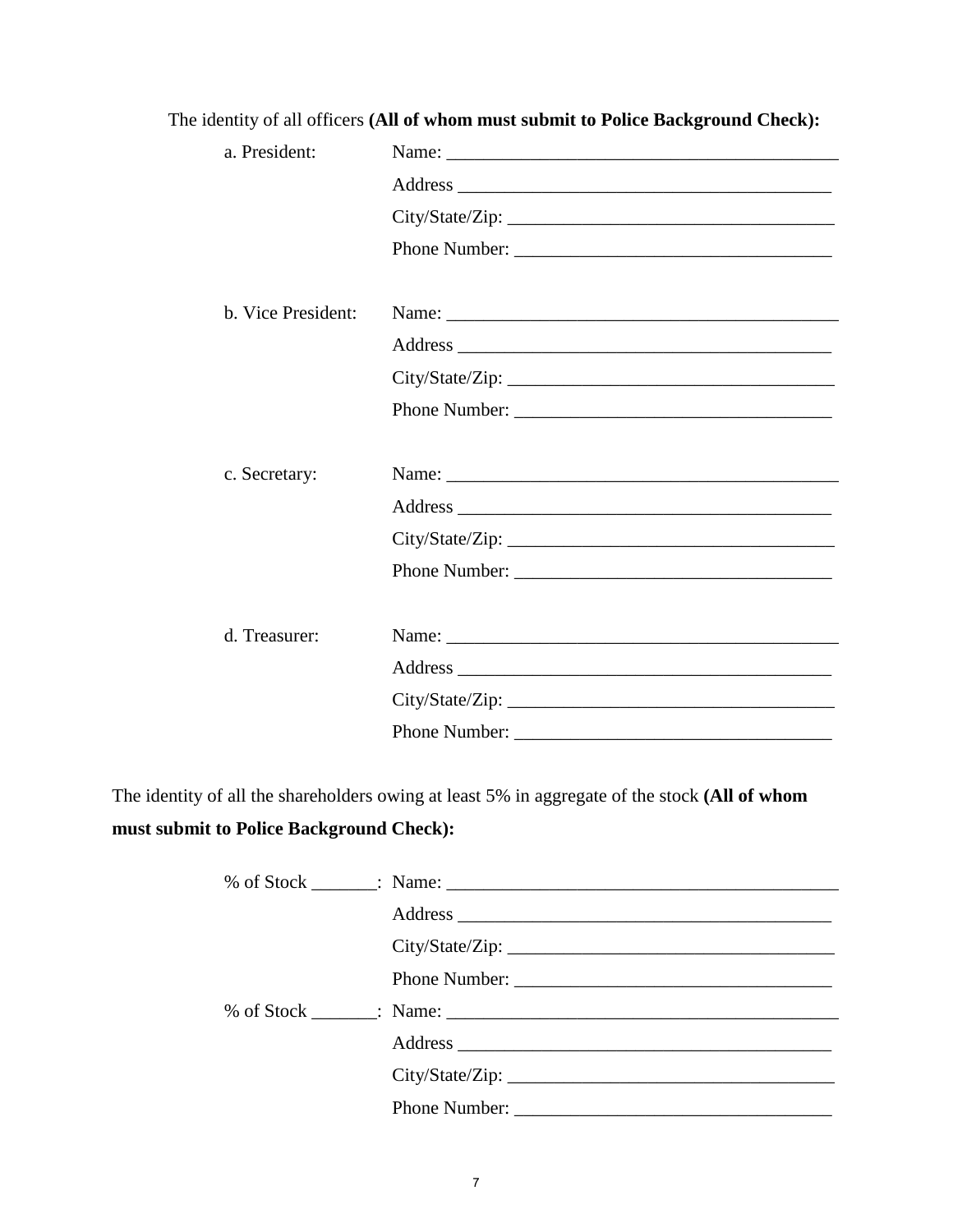The identity of all officers **(All of whom must submit to Police Background Check):**

a. President: Name: ___________________________________________

Address ________________________________________

City/State/Zip: ___________________________________

Phone Number: ___________________________________

b. Vice President: Name: ___________________________________________

Address ________________________________________

City/State/Zip: ___________________________________

Phone Number: ___________________________________

c. Secretary: Name: ___________________________________________

Address ________________________________________

City/State/Zip: ___________________________________

Phone Number: ___________________________________

d. Treasurer: Name: ___________________________________________

Address ________________________________________

City/State/Zip: ___________________________________

Phone Number: ___________________________________

The identity of all the shareholders owing at least 5% in aggregate of the stock **(All of whom must submit to Police Background Check):**

% of Stock _______: Name: ___________________________________________

Address ________________________________________

City/State/Zip: ___________________________________

Phone Number: ___________________________________

% of Stock _______: Name: ___________________________________________

Address ________________________________________

City/State/Zip: ___________________________________

Phone Number: ___________________________________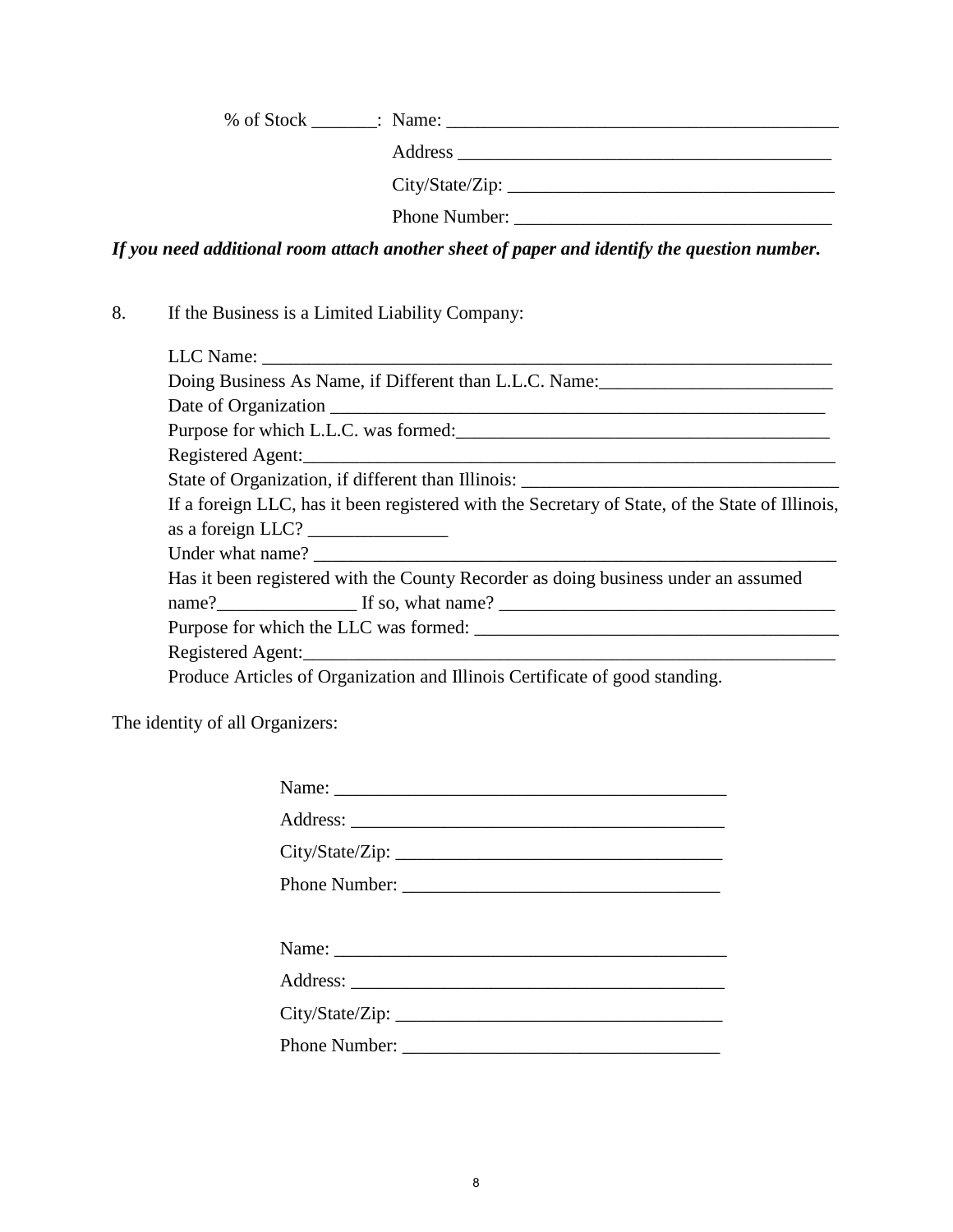% of Stock _______: Name: ___________________________________________

Address ________________________________________

City/State/Zip: ___________________________________

Phone Number: __________________________________

***If you need additional room attach another sheet of paper and identify the question number.***

8. If the Business is a Limited Liability Company:

LLC Name: ______________________________________________________________

Doing Business As Name, if Different than L.L.C. Name:_________________________

Date of Organization ______________________________________________________

Purpose for which L.L.C. was formed:________________________________________

Registered Agent:_________________________________________________________

State of Organization, if different than Illinois: __________________________________

If a foreign LLC, has it been registered with the Secretary of State, of the State of Illinois, as a foreign LLC? _______________

Under what name? _________________________________________________________

Has it been registered with the County Recorder as doing business under an assumed name?_______________ If so, what name? ___________________________________

Purpose for which the LLC was formed: _______________________________________

Registered Agent:_________________________________________________________

Produce Articles of Organization and Illinois Certificate of good standing.

The identity of all Organizers:

Name: ___________________________________________

Address: ________________________________________

City/State/Zip: ___________________________________

Phone Number: __________________________________

Name: ___________________________________________

Address: ________________________________________

City/State/Zip: ___________________________________

Phone Number: __________________________________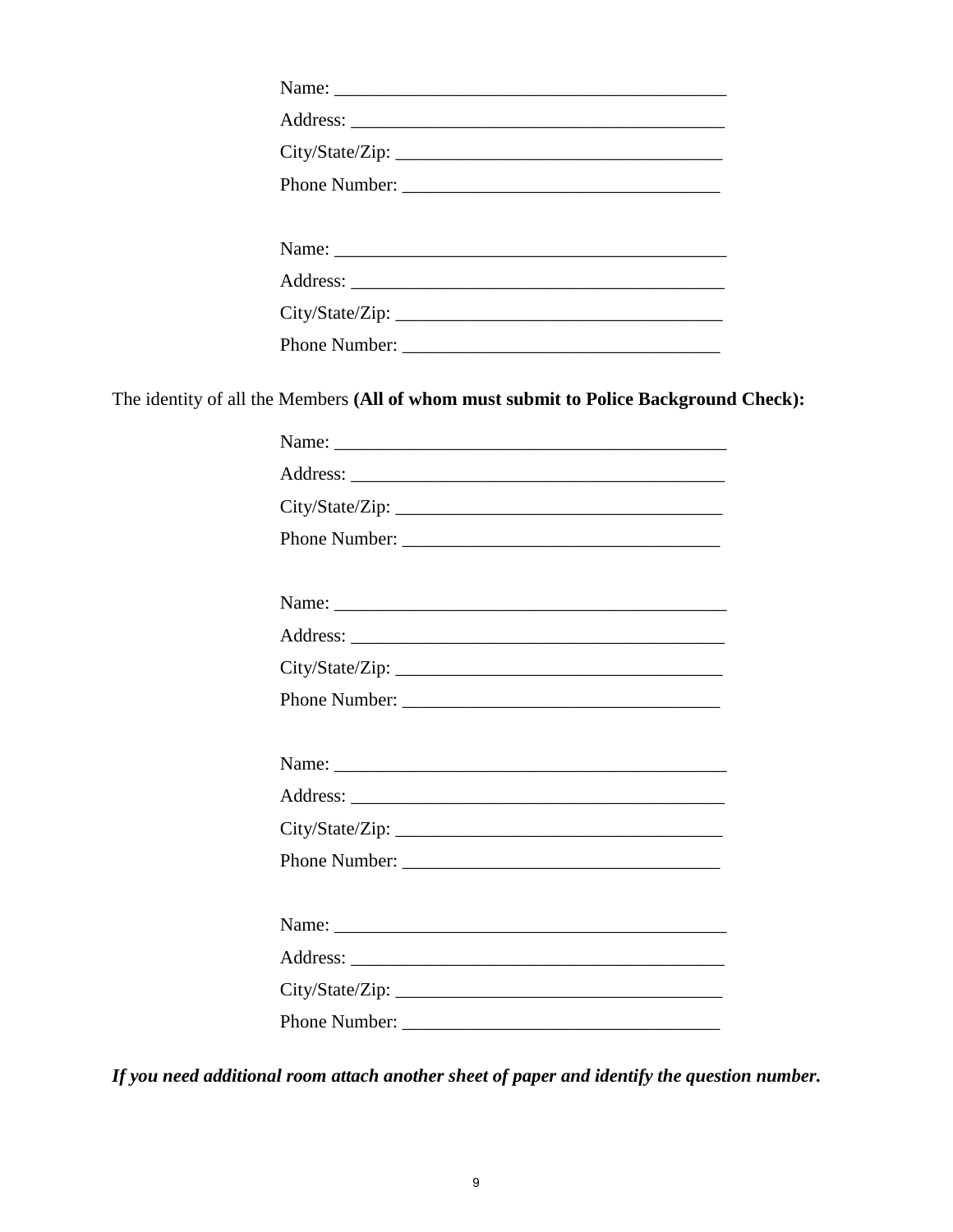Name: ________________________________________

Address: ______________________________________

City/State/Zip: _________________________________

Phone Number: _________________________________

Name: ________________________________________

Address: ______________________________________

City/State/Zip: _________________________________

Phone Number: _________________________________

The identity of all the Members **(All of whom must submit to Police Background Check):**

Name: ________________________________________

Address: ______________________________________

City/State/Zip: _________________________________

Phone Number: _________________________________

Name: ________________________________________

Address: ______________________________________

City/State/Zip: _________________________________

Phone Number: _________________________________

Name: ________________________________________

Address: ______________________________________

City/State/Zip: _________________________________

Phone Number: _________________________________

Name: ________________________________________

Address: ______________________________________

City/State/Zip: _________________________________

Phone Number: _________________________________

***If you need additional room attach another sheet of paper and identify the question number.***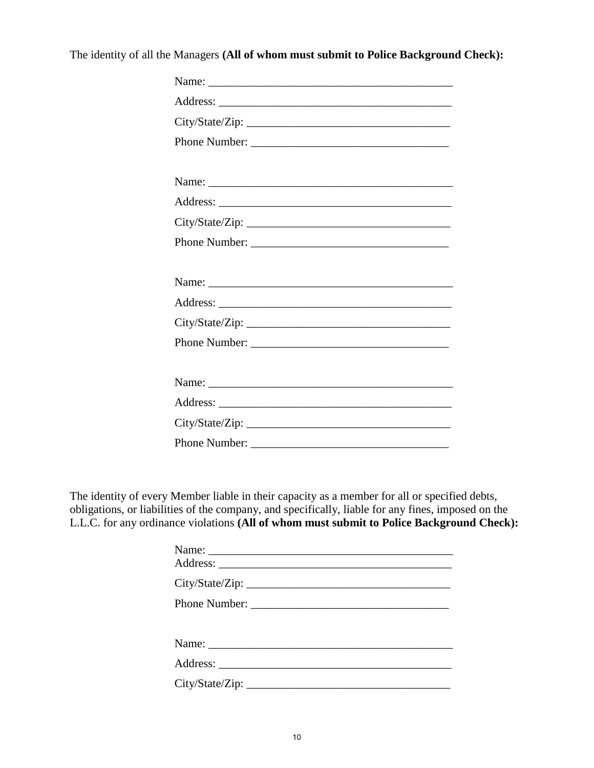The identity of all the Managers **(All of whom must submit to Police Background Check):**

Name: ___________________________________________

Address: ________________________________________

City/State/Zip: ____________________________________

Phone Number: __________________________________

Name: ___________________________________________

Address: ________________________________________

City/State/Zip: ____________________________________

Phone Number: __________________________________

Name: ___________________________________________

Address: ________________________________________

City/State/Zip: ____________________________________

Phone Number: __________________________________

Name: ___________________________________________

Address: ________________________________________

City/State/Zip: ____________________________________

Phone Number: __________________________________

The identity of every Member liable in their capacity as a member for all or specified debts, obligations, or liabilities of the company, and specifically, liable for any fines, imposed on the L.L.C. for any ordinance violations **(All of whom must submit to Police Background Check):**

Name: ___________________________________________

Address: ________________________________________

City/State/Zip: ____________________________________

Phone Number: __________________________________

Name: ___________________________________________

Address: ________________________________________

City/State/Zip: ____________________________________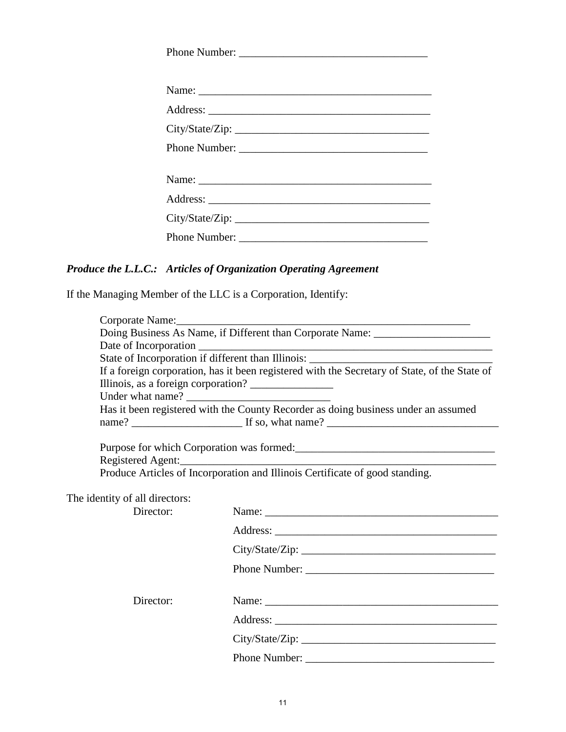Phone Number: ___________________________________

Name: ___________________________________________

Address: ________________________________________

City/State/Zip: ___________________________________

Phone Number: ___________________________________

Name: ___________________________________________

Address: ________________________________________

City/State/Zip: ___________________________________

Phone Number: ___________________________________

***Produce the L.L.C.: Articles of Organization Operating Agreement***

If the Managing Member of the LLC is a Corporation, Identify:

Corporate Name:_______________________________________________________
Doing Business As Name, if Different than Corporate Name: _____________________
Date of Incorporation _____________________________________________________
State of Incorporation if different than Illinois: _________________________________
If a foreign corporation, has it been registered with the Secretary of State, of the State of Illinois, as a foreign corporation? _______________
Under what name? __________________________
Has it been registered with the County Recorder as doing business under an assumed name? ____________________ If so, what name? _______________________________

Purpose for which Corporation was formed:____________________________________
Registered Agent:___________________________________________________________
Produce Articles of Incorporation and Illinois Certificate of good standing.

The identity of all directors:

Director: Name: ___________________________________________

Address: ________________________________________

City/State/Zip: ___________________________________

Phone Number: ___________________________________

Director: Name: ___________________________________________

Address: ________________________________________

City/State/Zip: ___________________________________

Phone Number: ___________________________________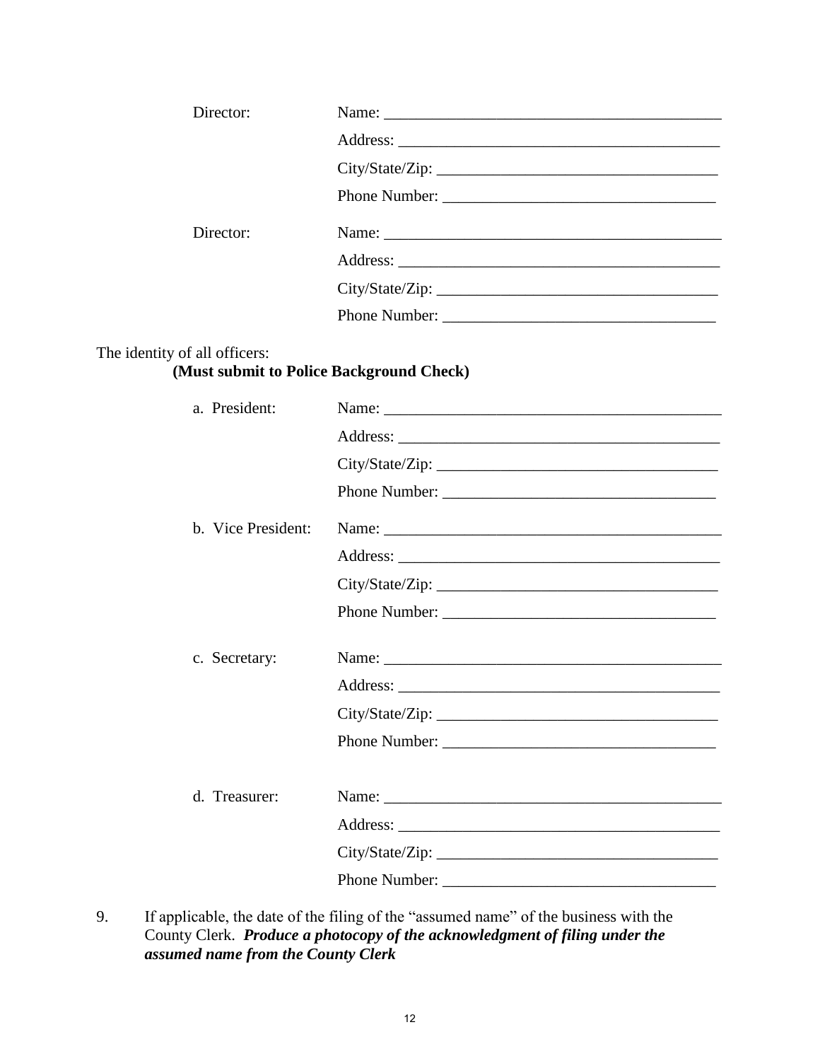Director: Name: ___________________________________________

Address: ________________________________________

City/State/Zip: ___________________________________

Phone Number: _________________________________

Director: Name: ___________________________________________

Address: ________________________________________

City/State/Zip: ___________________________________

Phone Number: _________________________________

The identity of all officers:
**(Must submit to Police Background Check)**

a. President: Name: ___________________________________________

Address: ________________________________________

City/State/Zip: ___________________________________

Phone Number: _________________________________

b. Vice President: Name: ___________________________________________

Address: ________________________________________

City/State/Zip: ___________________________________

Phone Number: _________________________________

c. Secretary: Name: ___________________________________________

Address: ________________________________________

City/State/Zip: ___________________________________

Phone Number: _________________________________

d. Treasurer: Name: ___________________________________________

Address: ________________________________________

City/State/Zip: ___________________________________

Phone Number: _________________________________

9. If applicable, the date of the filing of the "assumed name" of the business with the County Clerk. ***Produce a photocopy of the acknowledgment of filing under the assumed name from the County Clerk***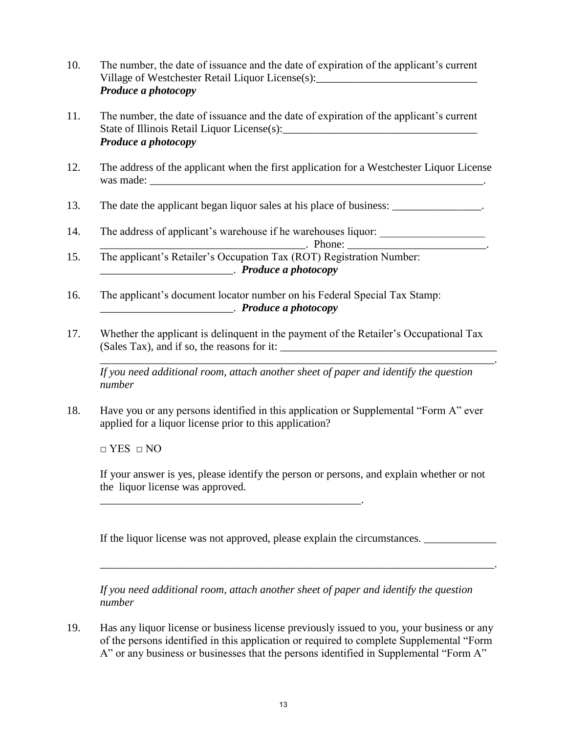10. The number, the date of issuance and the date of expiration of the applicant's current Village of Westchester Retail Liquor License(s):_____________________________
***Produce a photocopy***

11. The number, the date of issuance and the date of expiration of the applicant's current State of Illinois Retail Liquor License(s):___________________________________
***Produce a photocopy***

12. The address of the applicant when the first application for a Westchester Liquor License was made: _______________________________________________________________.

13. The date the applicant began liquor sales at his place of business: ________________.

14. The address of applicant's warehouse if he warehouses liquor: ___________________
_____________________________________. Phone: _________________________.

15. The applicant's Retailer's Occupation Tax (ROT) Registration Number:
________________________. ***Produce a photocopy***

16. The applicant's document locator number on his Federal Special Tax Stamp:
________________________. ***Produce a photocopy***

17. Whether the applicant is delinquent in the payment of the Retailer's Occupational Tax (Sales Tax), and if so, the reasons for it: ________________________________________
_________________________________________________________________________.
*If you need additional room, attach another sheet of paper and identify the question number*

18. Have you or any persons identified in this application or Supplemental "Form A" ever applied for a liquor license prior to this application?

□ YES □ NO

If your answer is yes, please identify the person or persons, and explain whether or not the liquor license was approved.
_________________________________________________.

If the liquor license was not approved, please explain the circumstances. _____________

_________________________________________________________________________.

*If you need additional room, attach another sheet of paper and identify the question number*

19. Has any liquor license or business license previously issued to you, your business or any of the persons identified in this application or required to complete Supplemental "Form A" or any business or businesses that the persons identified in Supplemental "Form A"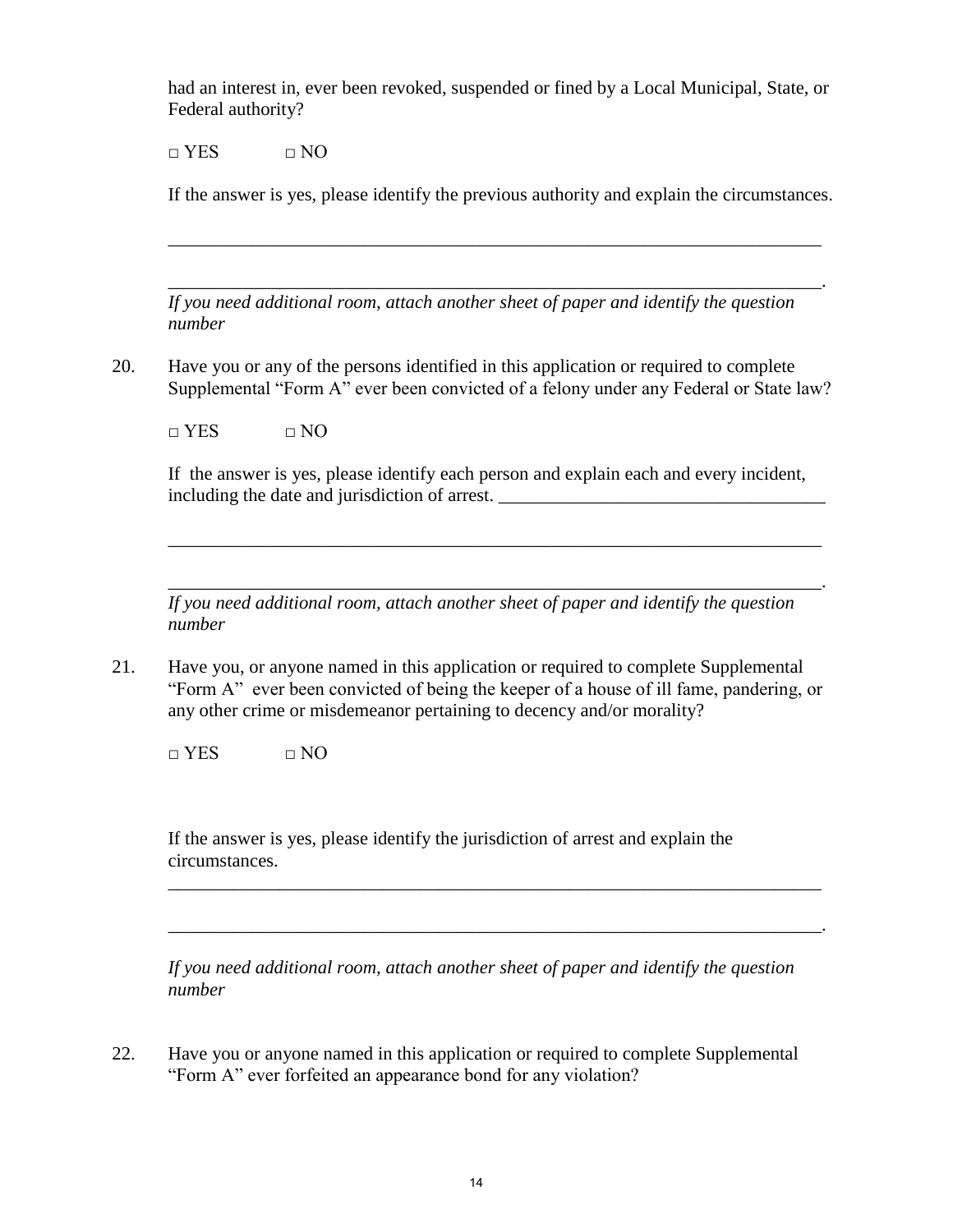had an interest in, ever been revoked, suspended or fined by a Local Municipal, State, or Federal authority?

□ YES □ NO

If the answer is yes, please identify the previous authority and explain the circumstances.

___________________________________________________________________________

___________________________________________________________________________.

*If you need additional room, attach another sheet of paper and identify the question number*

20. Have you or any of the persons identified in this application or required to complete Supplemental "Form A" ever been convicted of a felony under any Federal or State law?

□ YES □ NO

If the answer is yes, please identify each person and explain each and every incident, including the date and jurisdiction of arrest. ____________________________________

___________________________________________________________________________

___________________________________________________________________________.

*If you need additional room, attach another sheet of paper and identify the question number*

21. Have you, or anyone named in this application or required to complete Supplemental "Form A" ever been convicted of being the keeper of a house of ill fame, pandering, or any other crime or misdemeanor pertaining to decency and/or morality?

□ YES □ NO

If the answer is yes, please identify the jurisdiction of arrest and explain the circumstances.

___________________________________________________________________________

___________________________________________________________________________.

*If you need additional room, attach another sheet of paper and identify the question number*

22. Have you or anyone named in this application or required to complete Supplemental "Form A" ever forfeited an appearance bond for any violation?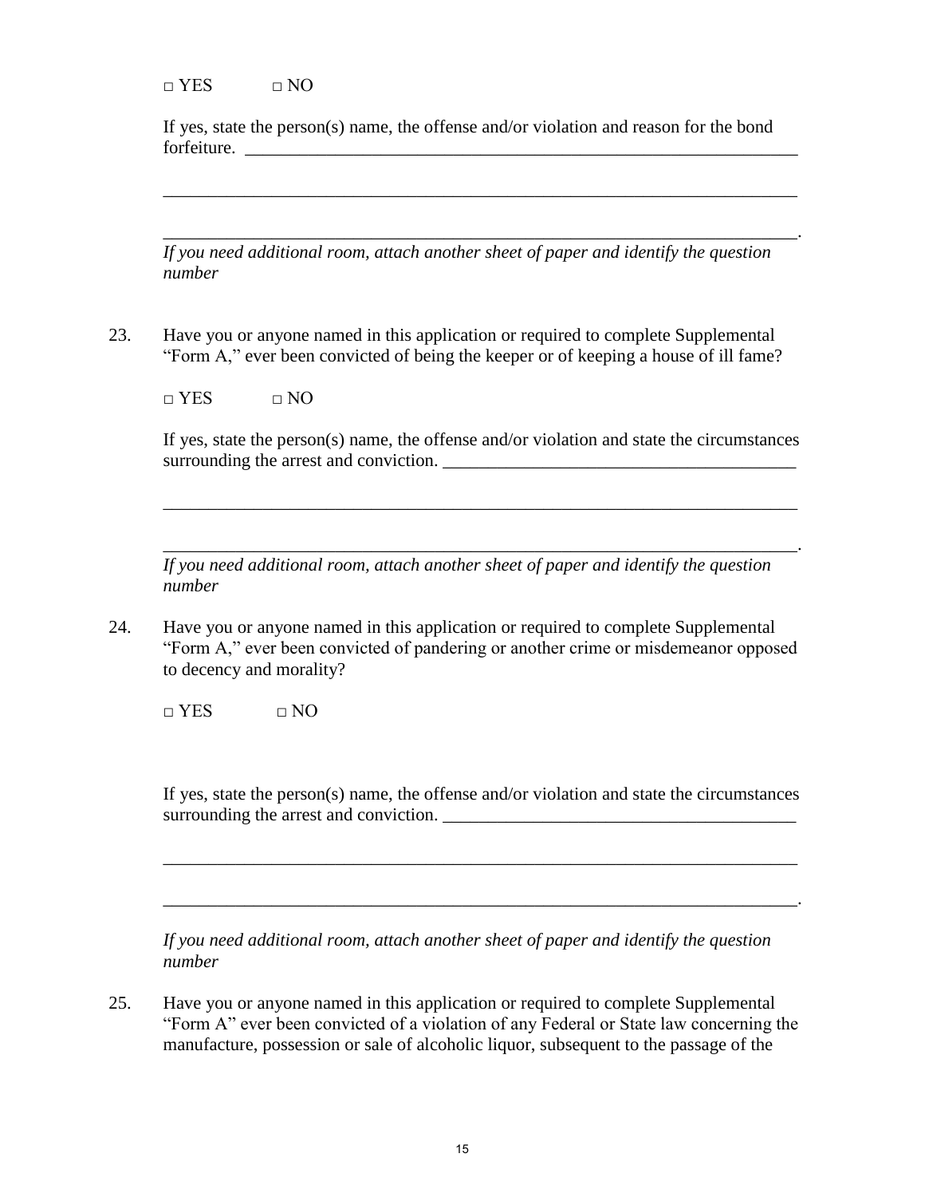□ YES □ NO

If yes, state the person(s) name, the offense and/or violation and reason for the bond forfeiture. ___________________________________________________________________

___________________________________________________________________________

___________________________________________________________________________.

*If you need additional room, attach another sheet of paper and identify the question number*

23. Have you or anyone named in this application or required to complete Supplemental "Form A," ever been convicted of being the keeper or of keeping a house of ill fame?

□ YES □ NO

If yes, state the person(s) name, the offense and/or violation and state the circumstances surrounding the arrest and conviction. ________________________________________

___________________________________________________________________________

___________________________________________________________________________.

*If you need additional room, attach another sheet of paper and identify the question number*

24. Have you or anyone named in this application or required to complete Supplemental "Form A," ever been convicted of pandering or another crime or misdemeanor opposed to decency and morality?

□ YES □ NO

If yes, state the person(s) name, the offense and/or violation and state the circumstances surrounding the arrest and conviction. ________________________________________

___________________________________________________________________________

___________________________________________________________________________.

*If you need additional room, attach another sheet of paper and identify the question number*

25. Have you or anyone named in this application or required to complete Supplemental "Form A" ever been convicted of a violation of any Federal or State law concerning the manufacture, possession or sale of alcoholic liquor, subsequent to the passage of the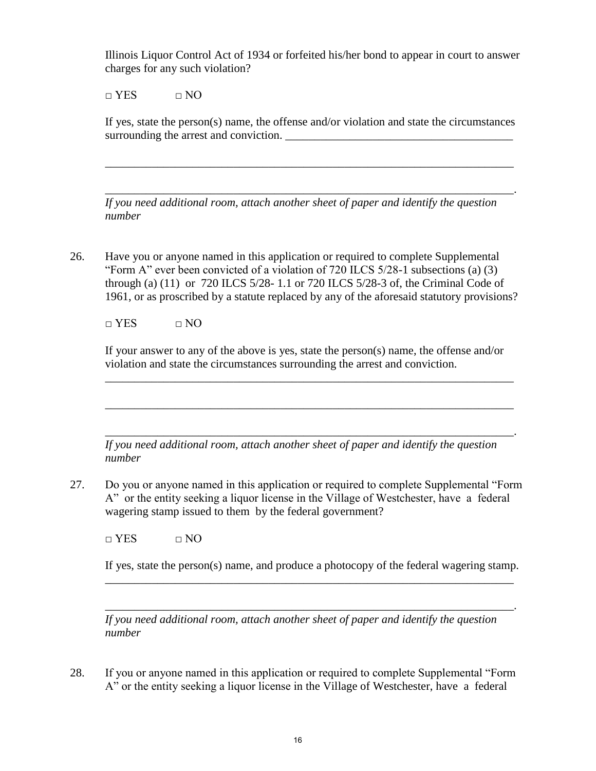Illinois Liquor Control Act of 1934 or forfeited his/her bond to appear in court to answer charges for any such violation?

□ YES □ NO

If yes, state the person(s) name, the offense and/or violation and state the circumstances surrounding the arrest and conviction. ________________________________________

_________________________________________________________________________

_________________________________________________________________________.

*If you need additional room, attach another sheet of paper and identify the question number*

26. Have you or anyone named in this application or required to complete Supplemental "Form A" ever been convicted of a violation of 720 ILCS 5/28-1 subsections (a) (3) through (a) (11) or 720 ILCS 5/28- 1.1 or 720 ILCS 5/28-3 of, the Criminal Code of 1961, or as proscribed by a statute replaced by any of the aforesaid statutory provisions?

    □ YES □ NO

    If your answer to any of the above is yes, state the person(s) name, the offense and/or violation and state the circumstances surrounding the arrest and conviction.

    _________________________________________________________________________

    _________________________________________________________________________

    _________________________________________________________________________.

    *If you need additional room, attach another sheet of paper and identify the question number*

27. Do you or anyone named in this application or required to complete Supplemental "Form A" or the entity seeking a liquor license in the Village of Westchester, have a federal wagering stamp issued to them by the federal government?

    □ YES □ NO

    If yes, state the person(s) name, and produce a photocopy of the federal wagering stamp.

    _________________________________________________________________________

    _________________________________________________________________________.

    *If you need additional room, attach another sheet of paper and identify the question number*

28. If you or anyone named in this application or required to complete Supplemental "Form A" or the entity seeking a liquor license in the Village of Westchester, have a federal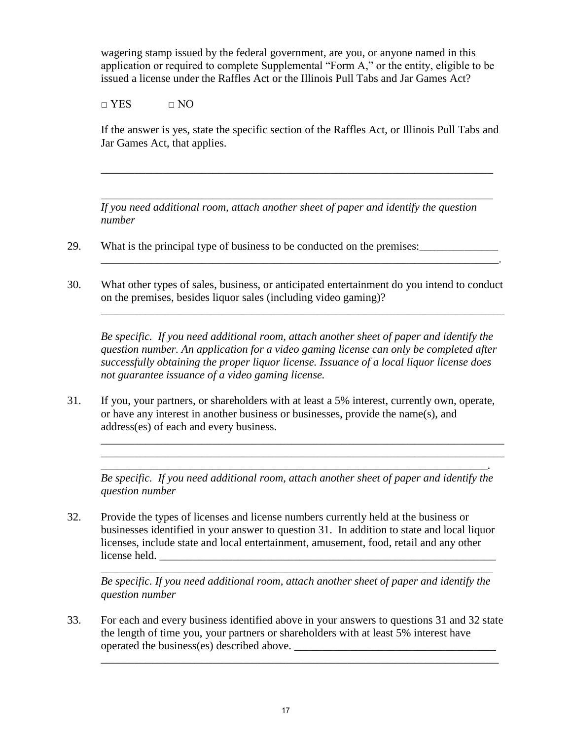wagering stamp issued by the federal government, are you, or anyone named in this application or required to complete Supplemental "Form A," or the entity, eligible to be issued a license under the Raffles Act or the Illinois Pull Tabs and Jar Games Act?

□ YES □ NO

If the answer is yes, state the specific section of the Raffles Act, or Illinois Pull Tabs and Jar Games Act, that applies.

_______________________________________________________________________

_______________________________________________________________________

*If you need additional room, attach another sheet of paper and identify the question number*

29. What is the principal type of business to be conducted on the premises:______________ _______________________________________________________________________.

30. What other types of sales, business, or anticipated entertainment do you intend to conduct on the premises, besides liquor sales (including video gaming)?

_______________________________________________________________________

*Be specific. If you need additional room, attach another sheet of paper and identify the question number. An application for a video gaming license can only be completed after successfully obtaining the proper liquor license. Issuance of a local liquor license does not guarantee issuance of a video gaming license.*

31. If you, your partners, or shareholders with at least a 5% interest, currently own, operate, or have any interest in another business or businesses, provide the name(s), and address(es) of each and every business.

_______________________________________________________________________
_______________________________________________________________________
_______________________________________________________________________.

*Be specific. If you need additional room, attach another sheet of paper and identify the question number*

32. Provide the types of licenses and license numbers currently held at the business or businesses identified in your answer to question 31. In addition to state and local liquor licenses, include state and local entertainment, amusement, food, retail and any other license held. ______________________________________________________________

_______________________________________________________________________

*Be specific. If you need additional room, attach another sheet of paper and identify the question number*

33. For each and every business identified above in your answers to questions 31 and 32 state the length of time you, your partners or shareholders with at least 5% interest have operated the business(es) described above. ____________________________________

_______________________________________________________________________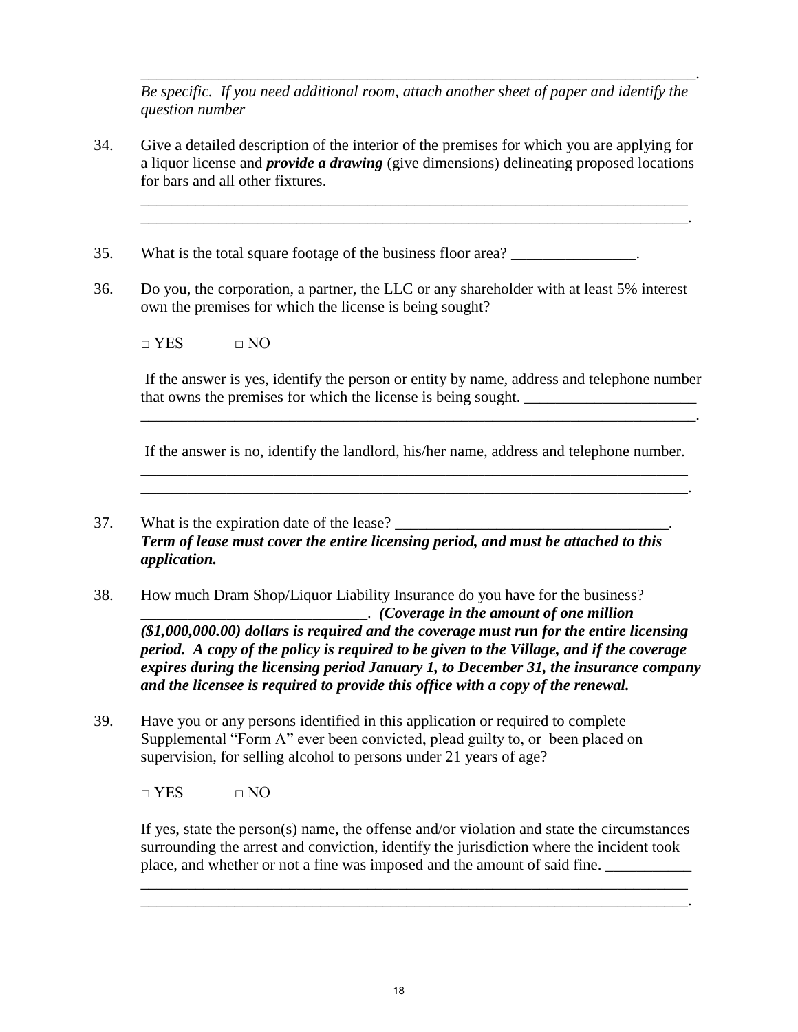_________________________________________________________________________.
*Be specific. If you need additional room, attach another sheet of paper and identify the question number*

34. Give a detailed description of the interior of the premises for which you are applying for a liquor license and ***provide a drawing*** (give dimensions) delineating proposed locations for bars and all other fixtures.

_________________________________________________________________________
_________________________________________________________________________.

35. What is the total square footage of the business floor area? ________________.

36. Do you, the corporation, a partner, the LLC or any shareholder with at least 5% interest own the premises for which the license is being sought?

□ YES □ NO

If the answer is yes, identify the person or entity by name, address and telephone number that owns the premises for which the license is being sought. ______________________
_________________________________________________________________________.

If the answer is no, identify the landlord, his/her name, address and telephone number.
_________________________________________________________________________
_________________________________________________________________________.

37. What is the expiration date of the lease? ___________________________________.
***Term of lease must cover the entire licensing period, and must be attached to this application.***

38. How much Dram Shop/Liquor Liability Insurance do you have for the business? ____________________________. ***(Coverage in the amount of one million ($1,000,000.00) dollars is required and the coverage must run for the entire licensing period. A copy of the policy is required to be given to the Village, and if the coverage expires during the licensing period January 1, to December 31, the insurance company and the licensee is required to provide this office with a copy of the renewal.***

39. Have you or any persons identified in this application or required to complete Supplemental "Form A" ever been convicted, plead guilty to, or been placed on supervision, for selling alcohol to persons under 21 years of age?

□ YES □ NO

If yes, state the person(s) name, the offense and/or violation and state the circumstances surrounding the arrest and conviction, identify the jurisdiction where the incident took place, and whether or not a fine was imposed and the amount of said fine. ___________
_________________________________________________________________________
_________________________________________________________________________.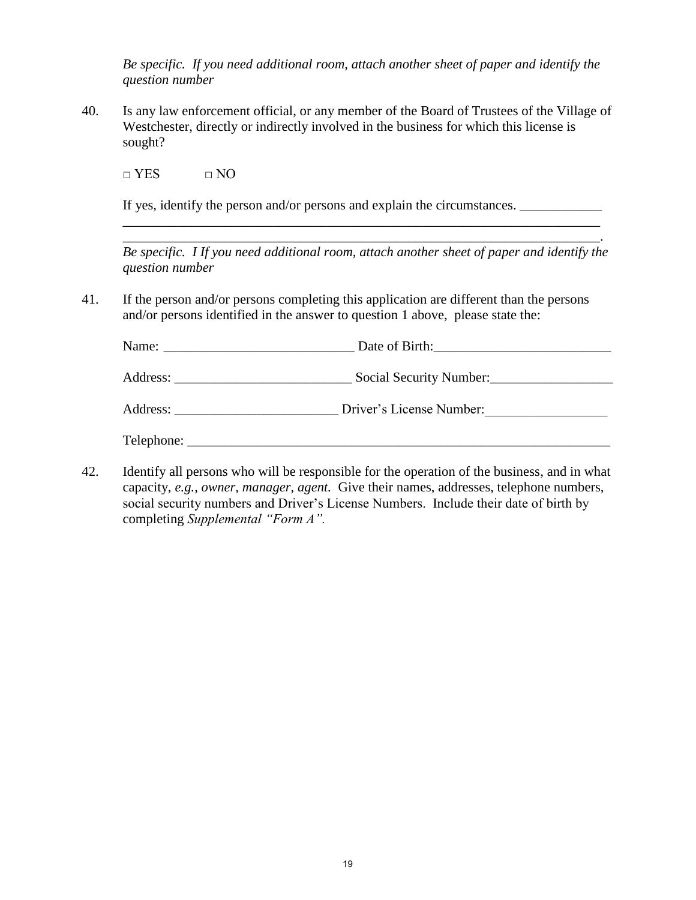*Be specific. If you need additional room, attach another sheet of paper and identify the question number*

40. Is any law enforcement official, or any member of the Board of Trustees of the Village of Westchester, directly or indirectly involved in the business for which this license is sought?

□ YES □ NO

If yes, identify the person and/or persons and explain the circumstances. ____________
__________________________________________________________________________
__________________________________________________________________________.
*Be specific. I If you need additional room, attach another sheet of paper and identify the question number*

41. If the person and/or persons completing this application are different than the persons and/or persons identified in the answer to question 1 above, please state the:

Name: ____________________________ Date of Birth:__________________________

Address: __________________________ Social Security Number:__________________

Address: ________________________ Driver's License Number:__________________

Telephone: _________________________________________________________________

42. Identify all persons who will be responsible for the operation of the business, and in what capacity, *e.g., owner, manager, agent.* Give their names, addresses, telephone numbers, social security numbers and Driver's License Numbers. Include their date of birth by completing *Supplemental "Form A".*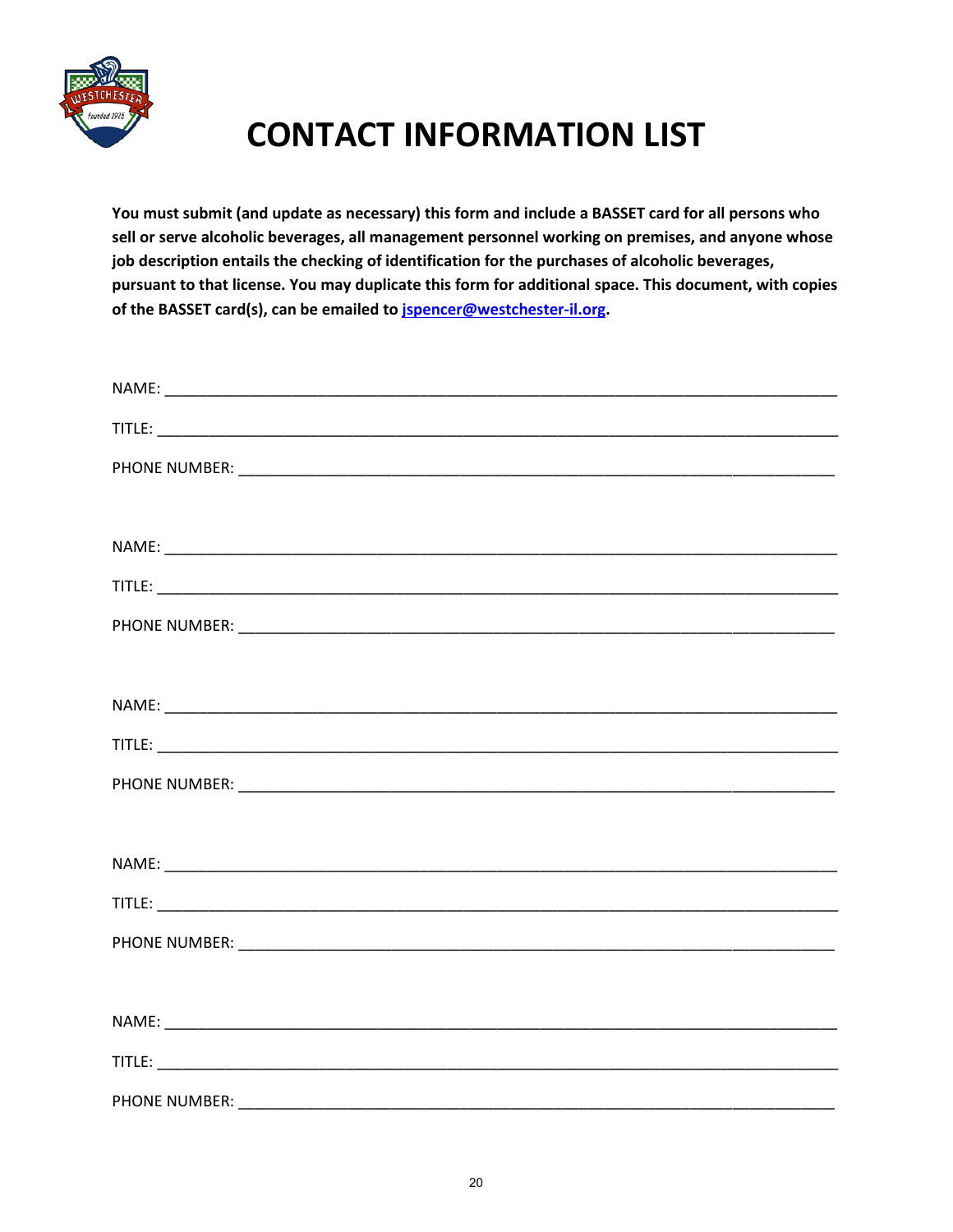# CONTACT INFORMATION LIST

**You must submit (and update as necessary) this form and include a BASSET card for all persons who sell or serve alcoholic beverages, all management personnel working on premises, and anyone whose job description entails the checking of identification for the purchases of alcoholic beverages, pursuant to that license. You may duplicate this form for additional space. This document, with copies of the BASSET card(s), can be emailed to jspencer@westchester-il.org.**

NAME: ______________________________________________________________

TITLE: ______________________________________________________________

PHONE NUMBER: ______________________________________________________

NAME: ______________________________________________________________

TITLE: ______________________________________________________________

PHONE NUMBER: ______________________________________________________

NAME: ______________________________________________________________

TITLE: ______________________________________________________________

PHONE NUMBER: ______________________________________________________

NAME: ______________________________________________________________

TITLE: ______________________________________________________________

PHONE NUMBER: ______________________________________________________

NAME: ______________________________________________________________

TITLE: ______________________________________________________________

PHONE NUMBER: ______________________________________________________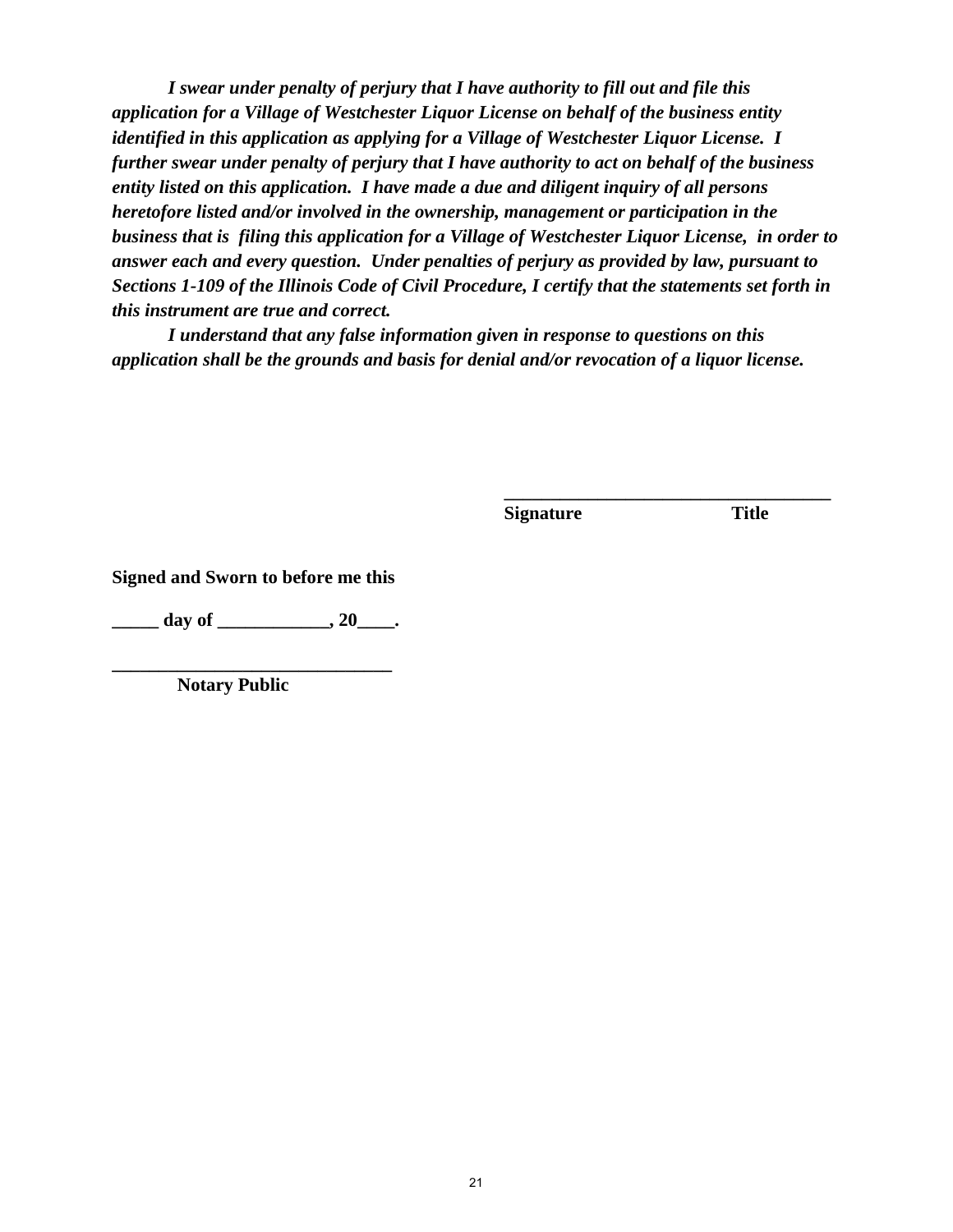***I swear under penalty of perjury that I have authority to fill out and file this application for a Village of Westchester Liquor License on behalf of the business entity identified in this application as applying for a Village of Westchester Liquor License. I further swear under penalty of perjury that I have authority to act on behalf of the business entity listed on this application. I have made a due and diligent inquiry of all persons heretofore listed and/or involved in the ownership, management or participation in the business that is filing this application for a Village of Westchester Liquor License, in order to answer each and every question. Under penalties of perjury as provided by law, pursuant to Sections 1-109 of the Illinois Code of Civil Procedure, I certify that the statements set forth in this instrument are true and correct.***

***I understand that any false information given in response to questions on this application shall be the grounds and basis for denial and/or revocation of a liquor license.***

\_\_\_\_\_\_\_\_\_\_\_\_\_\_\_\_\_\_\_\_\_\_\_\_\_\_\_\_\_\_\_\_\_\_\_\_\_\_
**Signature Title**

**Signed and Sworn to before me this**

**\_\_\_\_\_ day of \_\_\_\_\_\_\_\_\_\_\_\_, 20\_\_\_\_.**

\_\_\_\_\_\_\_\_\_\_\_\_\_\_\_\_\_\_\_\_\_\_\_\_\_\_\_\_\_\_\_
**Notary Public**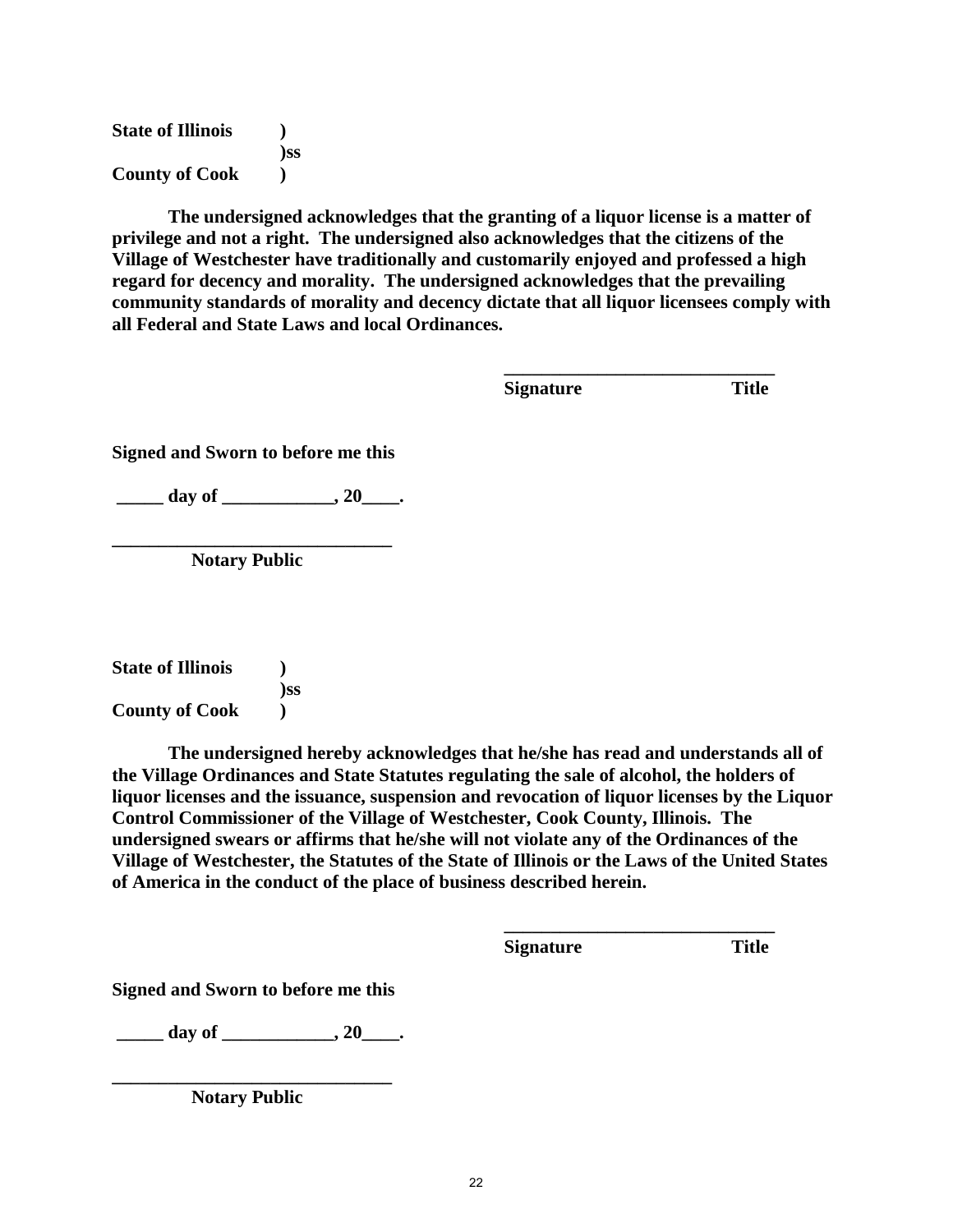**State of Illinois )**
**)ss**
**County of Cook )**

**The undersigned acknowledges that the granting of a liquor license is a matter of privilege and not a right. The undersigned also acknowledges that the citizens of the Village of Westchester have traditionally and customarily enjoyed and professed a high regard for decency and morality. The undersigned acknowledges that the prevailing community standards of morality and decency dictate that all liquor licensees comply with all Federal and State Laws and local Ordinances.**

______________________________
**Signature Title**

**Signed and Sworn to before me this**

**_____ day of ____________, 20____.**

______________________________
**Notary Public**

**State of Illinois )**
**)ss**
**County of Cook )**

**The undersigned hereby acknowledges that he/she has read and understands all of the Village Ordinances and State Statutes regulating the sale of alcohol, the holders of liquor licenses and the issuance, suspension and revocation of liquor licenses by the Liquor Control Commissioner of the Village of Westchester, Cook County, Illinois. The undersigned swears or affirms that he/she will not violate any of the Ordinances of the Village of Westchester, the Statutes of the State of Illinois or the Laws of the United States of America in the conduct of the place of business described herein.**

______________________________
**Signature Title**

**Signed and Sworn to before me this**

**_____ day of ____________, 20____.**

______________________________
**Notary Public**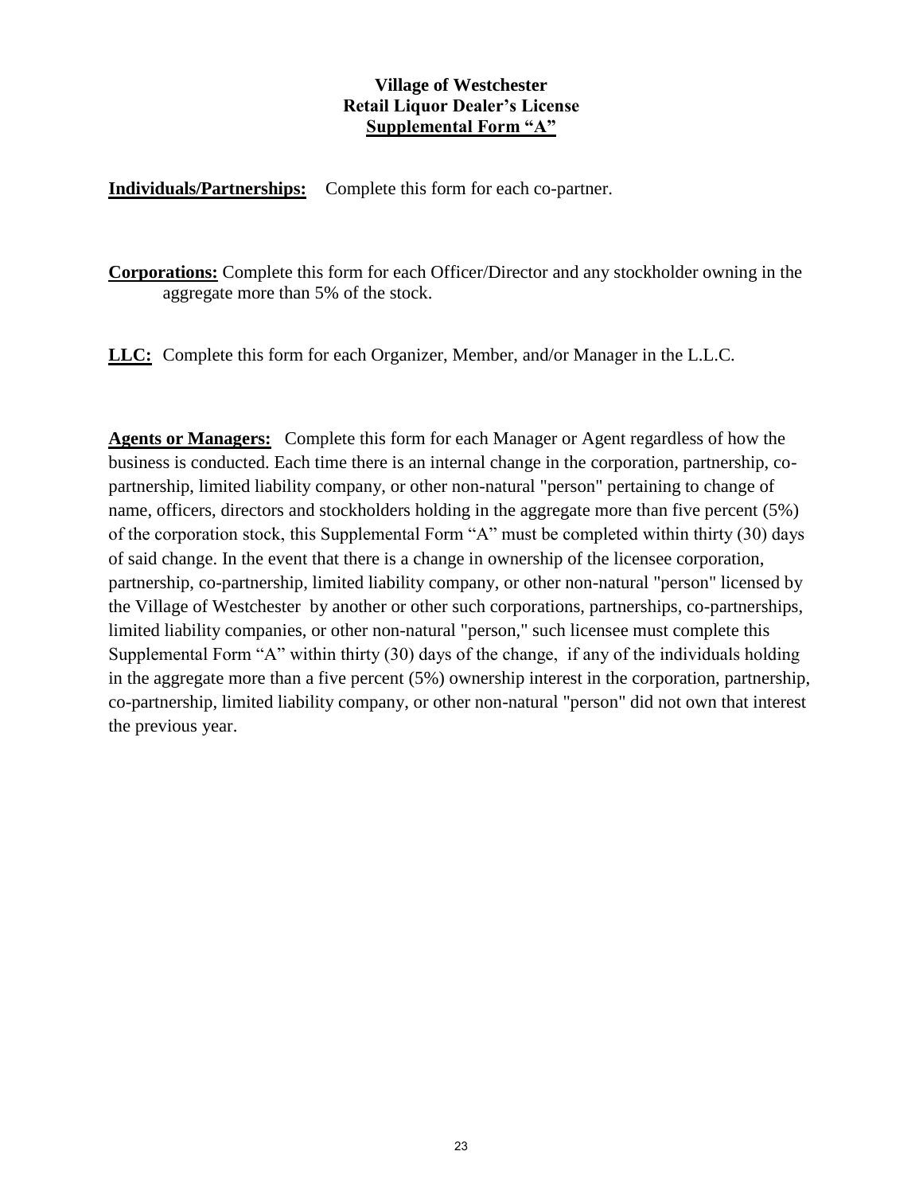**Village of Westchester**
**Retail Liquor Dealer's License**
**Supplemental Form "A"**

**Individuals/Partnerships:** Complete this form for each co-partner.

**Corporations:** Complete this form for each Officer/Director and any stockholder owning in the aggregate more than 5% of the stock.

**LLC:** Complete this form for each Organizer, Member, and/or Manager in the L.L.C.

**Agents or Managers:** Complete this form for each Manager or Agent regardless of how the business is conducted. Each time there is an internal change in the corporation, partnership, co-partnership, limited liability company, or other non-natural "person" pertaining to change of name, officers, directors and stockholders holding in the aggregate more than five percent (5%) of the corporation stock, this Supplemental Form "A" must be completed within thirty (30) days of said change. In the event that there is a change in ownership of the licensee corporation, partnership, co-partnership, limited liability company, or other non-natural "person" licensed by the Village of Westchester by another or other such corporations, partnerships, co-partnerships, limited liability companies, or other non-natural "person," such licensee must complete this Supplemental Form "A" within thirty (30) days of the change, if any of the individuals holding in the aggregate more than a five percent (5%) ownership interest in the corporation, partnership, co-partnership, limited liability company, or other non-natural "person" did not own that interest the previous year.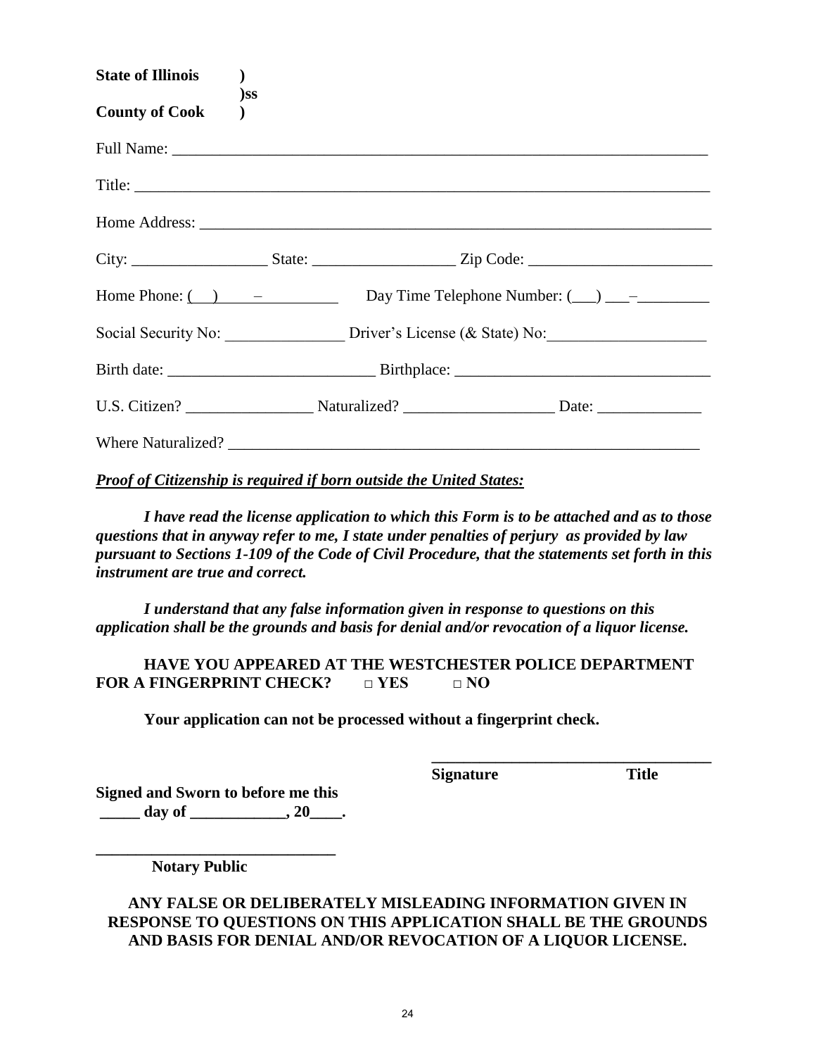**State of Illinois )**
**)ss**
**County of Cook )**

Full Name: ___________________________________________________________________

Title: _______________________________________________________________________

Home Address: ________________________________________________________________

City: _________________ State: __________________ Zip Code: _______________________

Home Phone: ( ) – Day Time Telephone Number: (___) ___–_________

Social Security No: _______________ Driver's License (& State) No:____________________

Birth date: __________________________ Birthplace: _______________________________

U.S. Citizen? ________________ Naturalized? ___________________ Date: _____________

Where Naturalized? ____________________________________________________________

***Proof of Citizenship is required if born outside the United States:***

***I have read the license application to which this Form is to be attached and as to those questions that in anyway refer to me, I state under penalties of perjury as provided by law pursuant to Sections 1-109 of the Code of Civil Procedure, that the statements set forth in this instrument are true and correct.***

***I understand that any false information given in response to questions on this application shall be the grounds and basis for denial and/or revocation of a liquor license.***

**HAVE YOU APPEARED AT THE WESTCHESTER POLICE DEPARTMENT FOR A FINGERPRINT CHECK? □ YES □ NO**

**Your application can not be processed without a fingerprint check.**

____________________________________
**Signature Title**

**Signed and Sworn to before me this**
**_____ day of ____________, 20____.**

______________________________
**Notary Public**

**ANY FALSE OR DELIBERATELY MISLEADING INFORMATION GIVEN IN RESPONSE TO QUESTIONS ON THIS APPLICATION SHALL BE THE GROUNDS AND BASIS FOR DENIAL AND/OR REVOCATION OF A LIQUOR LICENSE.**